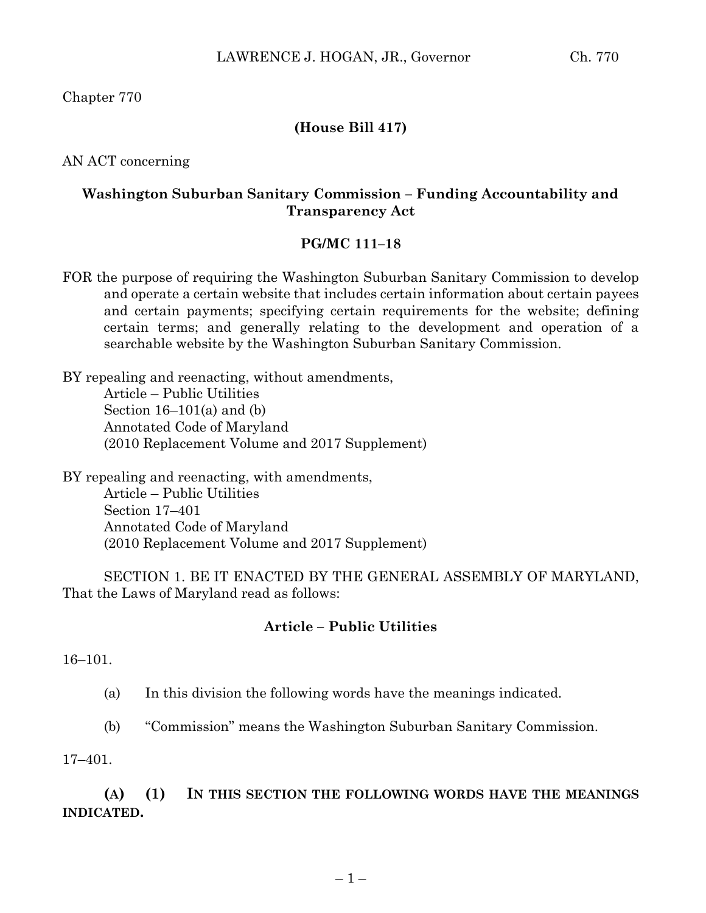Chapter 770

**(House Bill 417)**

AN ACT concerning

**Washington Suburban Sanitary Commission – Funding Accountability and Transparency Act**

**PG/MC 111–18**

FOR the purpose of requiring the Washington Suburban Sanitary Commission to develop and operate a certain website that includes certain information about certain payees and certain payments; specifying certain requirements for the website; defining certain terms; and generally relating to the development and operation of a searchable website by the Washington Suburban Sanitary Commission.

BY repealing and reenacting, without amendments,
Article – Public Utilities
Section 16–101(a) and (b)
Annotated Code of Maryland
(2010 Replacement Volume and 2017 Supplement)

BY repealing and reenacting, with amendments,
Article – Public Utilities
Section 17–401
Annotated Code of Maryland
(2010 Replacement Volume and 2017 Supplement)

SECTION 1. BE IT ENACTED BY THE GENERAL ASSEMBLY OF MARYLAND, That the Laws of Maryland read as follows:

**Article – Public Utilities**

16–101.

(a) In this division the following words have the meanings indicated.

(b) "Commission" means the Washington Suburban Sanitary Commission.

17–401.

**(A) (1) IN THIS SECTION THE FOLLOWING WORDS HAVE THE MEANINGS INDICATED.**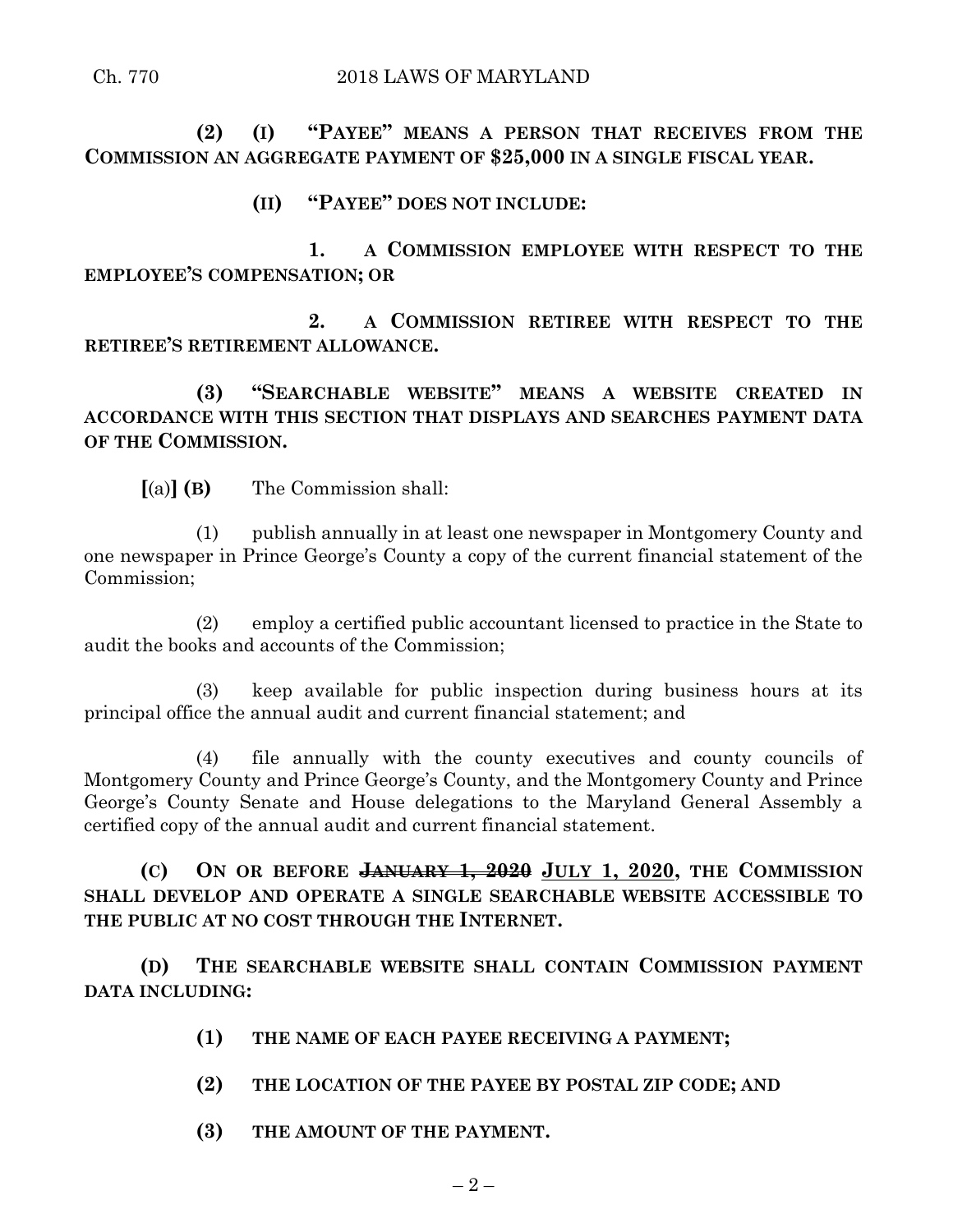**(2) (I) "PAYEE" MEANS A PERSON THAT RECEIVES FROM THE COMMISSION AN AGGREGATE PAYMENT OF $25,000 IN A SINGLE FISCAL YEAR.**

**(II) "PAYEE" DOES NOT INCLUDE:**

**1. A COMMISSION EMPLOYEE WITH RESPECT TO THE EMPLOYEE'S COMPENSATION; OR**

**2. A COMMISSION RETIREE WITH RESPECT TO THE RETIREE'S RETIREMENT ALLOWANCE.**

**(3) "SEARCHABLE WEBSITE" MEANS A WEBSITE CREATED IN ACCORDANCE WITH THIS SECTION THAT DISPLAYS AND SEARCHES PAYMENT DATA OF THE COMMISSION.**

**[**(a)**] (B)** The Commission shall:

(1) publish annually in at least one newspaper in Montgomery County and one newspaper in Prince George's County a copy of the current financial statement of the Commission;

(2) employ a certified public accountant licensed to practice in the State to audit the books and accounts of the Commission;

(3) keep available for public inspection during business hours at its principal office the annual audit and current financial statement; and

(4) file annually with the county executives and county councils of Montgomery County and Prince George's County, and the Montgomery County and Prince George's County Senate and House delegations to the Maryland General Assembly a certified copy of the annual audit and current financial statement.

**(C) ON OR BEFORE ~~JANUARY 1, 2020~~ <u>JULY 1, 2020</u>, THE COMMISSION SHALL DEVELOP AND OPERATE A SINGLE SEARCHABLE WEBSITE ACCESSIBLE TO THE PUBLIC AT NO COST THROUGH THE INTERNET.**

**(D) THE SEARCHABLE WEBSITE SHALL CONTAIN COMMISSION PAYMENT DATA INCLUDING:**

**(1) THE NAME OF EACH PAYEE RECEIVING A PAYMENT;**

**(2) THE LOCATION OF THE PAYEE BY POSTAL ZIP CODE; AND**

**(3) THE AMOUNT OF THE PAYMENT.**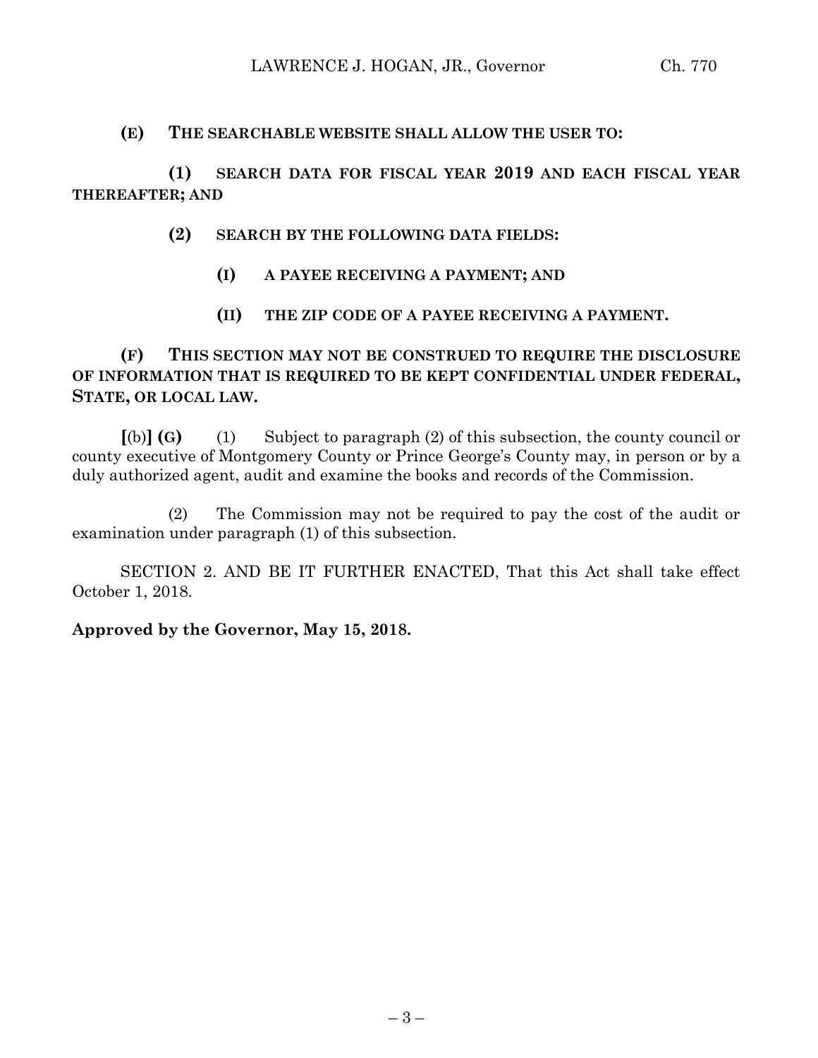**(E) THE SEARCHABLE WEBSITE SHALL ALLOW THE USER TO:**

**(1) SEARCH DATA FOR FISCAL YEAR 2019 AND EACH FISCAL YEAR THEREAFTER; AND**

**(2) SEARCH BY THE FOLLOWING DATA FIELDS:**

**(I) A PAYEE RECEIVING A PAYMENT; AND**

**(II) THE ZIP CODE OF A PAYEE RECEIVING A PAYMENT.**

**(F) THIS SECTION MAY NOT BE CONSTRUED TO REQUIRE THE DISCLOSURE OF INFORMATION THAT IS REQUIRED TO BE KEPT CONFIDENTIAL UNDER FEDERAL, STATE, OR LOCAL LAW.**

**[**(b)**] (G)** (1) Subject to paragraph (2) of this subsection, the county council or county executive of Montgomery County or Prince George's County may, in person or by a duly authorized agent, audit and examine the books and records of the Commission.

(2) The Commission may not be required to pay the cost of the audit or examination under paragraph (1) of this subsection.

SECTION 2. AND BE IT FURTHER ENACTED, That this Act shall take effect October 1, 2018.

**Approved by the Governor, May 15, 2018.**